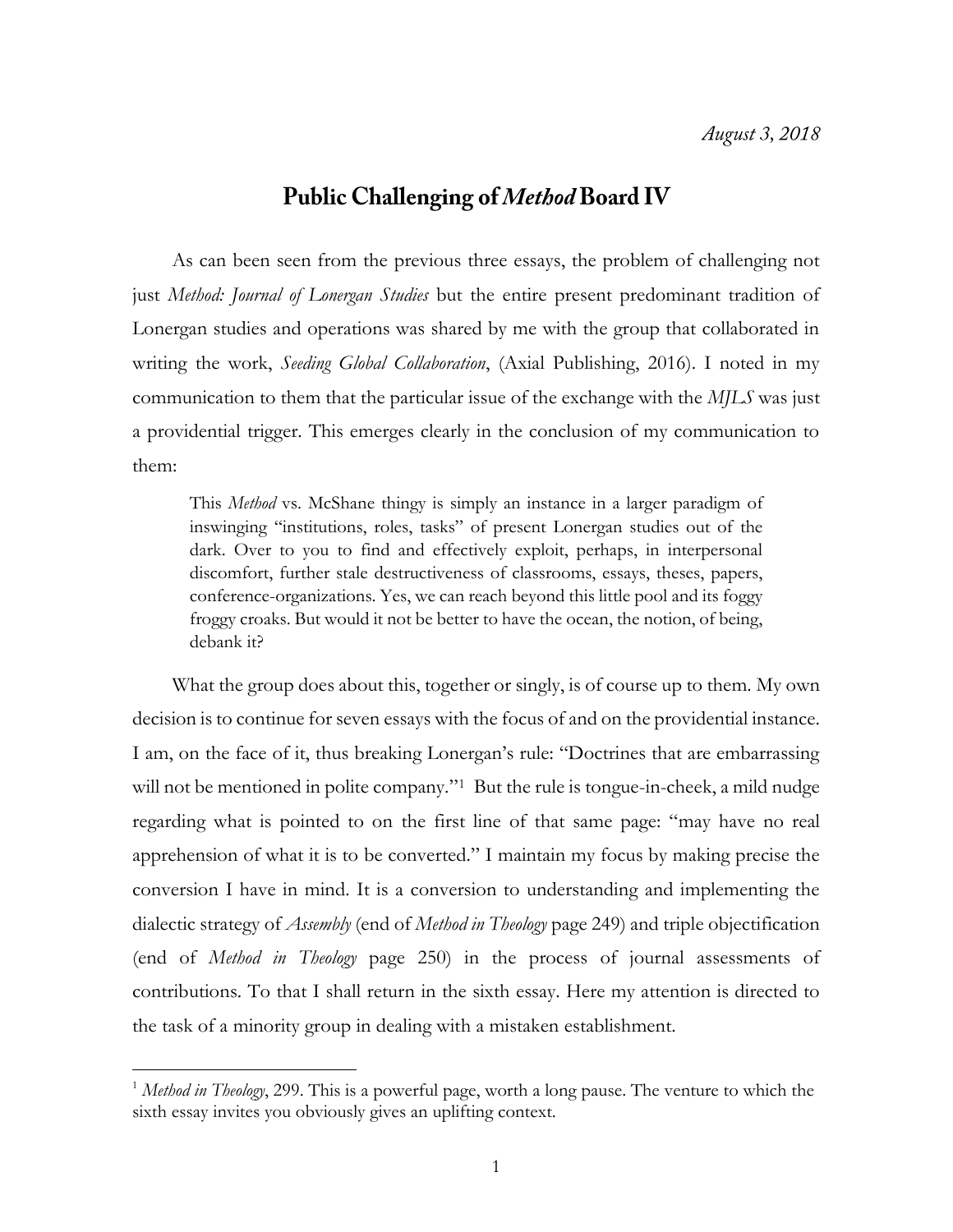*August 3, 2018*

# Public Challenging of *Method* Board IV

As can been seen from the previous three essays, the problem of challenging not just *Method: Journal of Lonergan Studies* but the entire present predominant tradition of Lonergan studies and operations was shared by me with the group that collaborated in writing the work, *Seeding Global Collaboration*, (Axial Publishing, 2016). I noted in my communication to them that the particular issue of the exchange with the *MJLS* was just a providential trigger. This emerges clearly in the conclusion of my communication to them:

> This *Method* vs. McShane thingy is simply an instance in a larger paradigm of inswinging "institutions, roles, tasks" of present Lonergan studies out of the dark. Over to you to find and effectively exploit, perhaps, in interpersonal discomfort, further stale destructiveness of classrooms, essays, theses, papers, conference-organizations. Yes, we can reach beyond this little pool and its foggy froggy croaks. But would it not be better to have the ocean, the notion, of being, debank it?

What the group does about this, together or singly, is of course up to them. My own decision is to continue for seven essays with the focus of and on the providential instance. I am, on the face of it, thus breaking Lonergan's rule: "Doctrines that are embarrassing will not be mentioned in polite company."[1] But the rule is tongue-in-cheek, a mild nudge regarding what is pointed to on the first line of that same page: "may have no real apprehension of what it is to be converted." I maintain my focus by making precise the conversion I have in mind. It is a conversion to understanding and implementing the dialectic strategy of *Assembly* (end of *Method in Theology* page 249) and triple objectification (end of *Method in Theology* page 250) in the process of journal assessments of contributions. To that I shall return in the sixth essay. Here my attention is directed to the task of a minority group in dealing with a mistaken establishment.

[1] *Method in Theology*, 299. This is a powerful page, worth a long pause. The venture to which the sixth essay invites you obviously gives an uplifting context.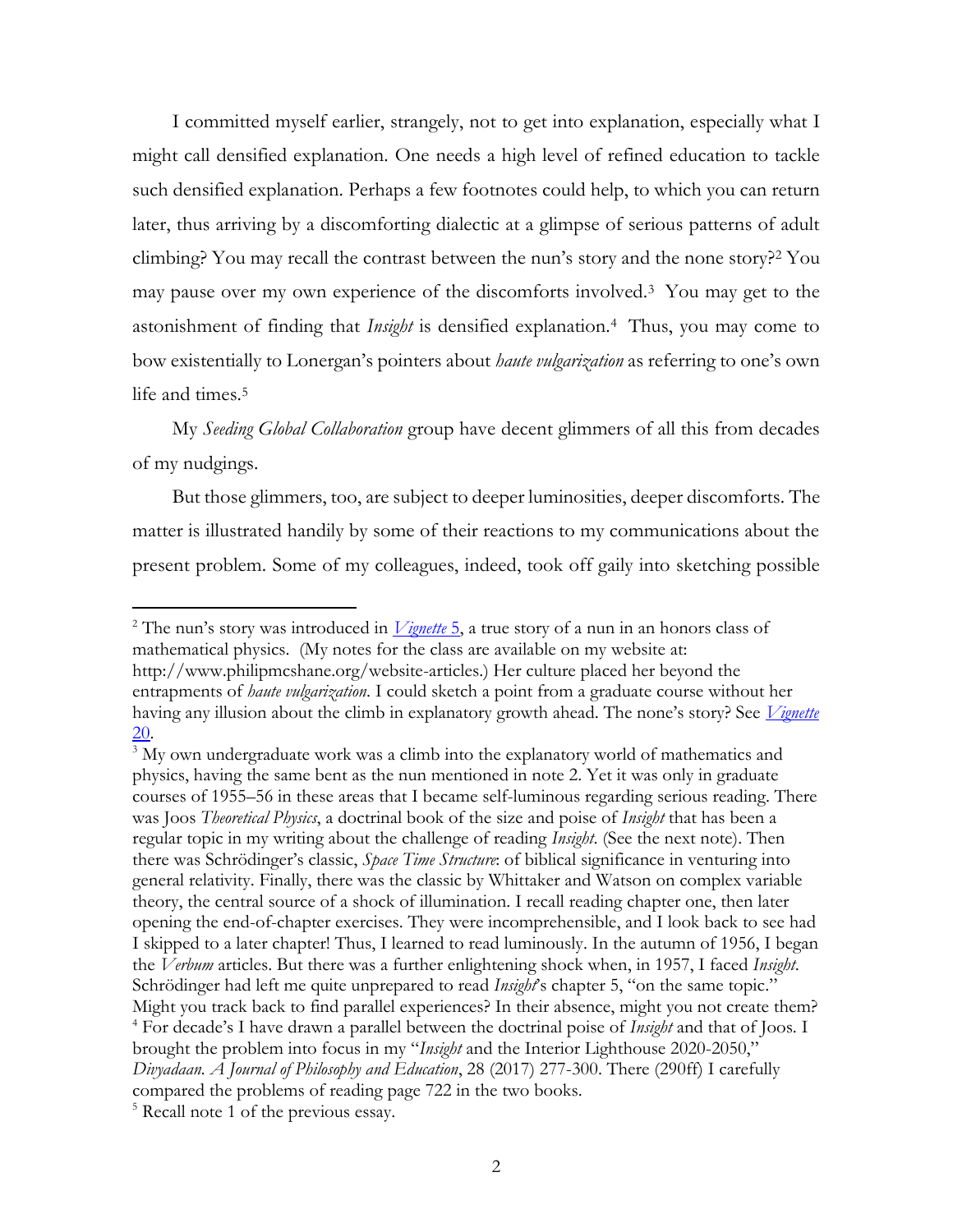I committed myself earlier, strangely, not to get into explanation, especially what I might call densified explanation. One needs a high level of refined education to tackle such densified explanation. Perhaps a few footnotes could help, to which you can return later, thus arriving by a discomforting dialectic at a glimpse of serious patterns of adult climbing? You may recall the contrast between the nun's story and the none story?[2] You may pause over my own experience of the discomforts involved.[3] You may get to the astonishment of finding that *Insight* is densified explanation.[4] Thus, you may come to bow existentially to Lonergan's pointers about *haute vulgarization* as referring to one's own life and times.[5]

My *Seeding Global Collaboration* group have decent glimmers of all this from decades of my nudgings.

But those glimmers, too, are subject to deeper luminosities, deeper discomforts. The matter is illustrated handily by some of their reactions to my communications about the present problem. Some of my colleagues, indeed, took off gaily into sketching possible

---

[2] The nun's story was introduced in *Vignette* 5, a true story of a nun in an honors class of mathematical physics. (My notes for the class are available on my website at: http://www.philipmcshane.org/website-articles.) Her culture placed her beyond the entrapments of *haute vulgarization*. I could sketch a point from a graduate course without her having any illusion about the climb in explanatory growth ahead. The none's story? See *Vignette* 20.

[3] My own undergraduate work was a climb into the explanatory world of mathematics and physics, having the same bent as the nun mentioned in note 2. Yet it was only in graduate courses of 1955–56 in these areas that I became self-luminous regarding serious reading. There was Joos *Theoretical Physics*, a doctrinal book of the size and poise of *Insight* that has been a regular topic in my writing about the challenge of reading *Insight*. (See the next note). Then there was Schrödinger's classic, *Space Time Structure*: of biblical significance in venturing into general relativity. Finally, there was the classic by Whittaker and Watson on complex variable theory, the central source of a shock of illumination. I recall reading chapter one, then later opening the end-of-chapter exercises. They were incomprehensible, and I look back to see had I skipped to a later chapter! Thus, I learned to read luminously. In the autumn of 1956, I began the *Verbum* articles. But there was a further enlightening shock when, in 1957, I faced *Insight*. Schrödinger had left me quite unprepared to read *Insight*'s chapter 5, "on the same topic." Might you track back to find parallel experiences? In their absence, might you not create them?

[4] For decade's I have drawn a parallel between the doctrinal poise of *Insight* and that of Joos. I brought the problem into focus in my "*Insight* and the Interior Lighthouse 2020-2050," *Divyadaan. A Journal of Philosophy and Education*, 28 (2017) 277-300. There (290ff) I carefully compared the problems of reading page 722 in the two books.

[5] Recall note 1 of the previous essay.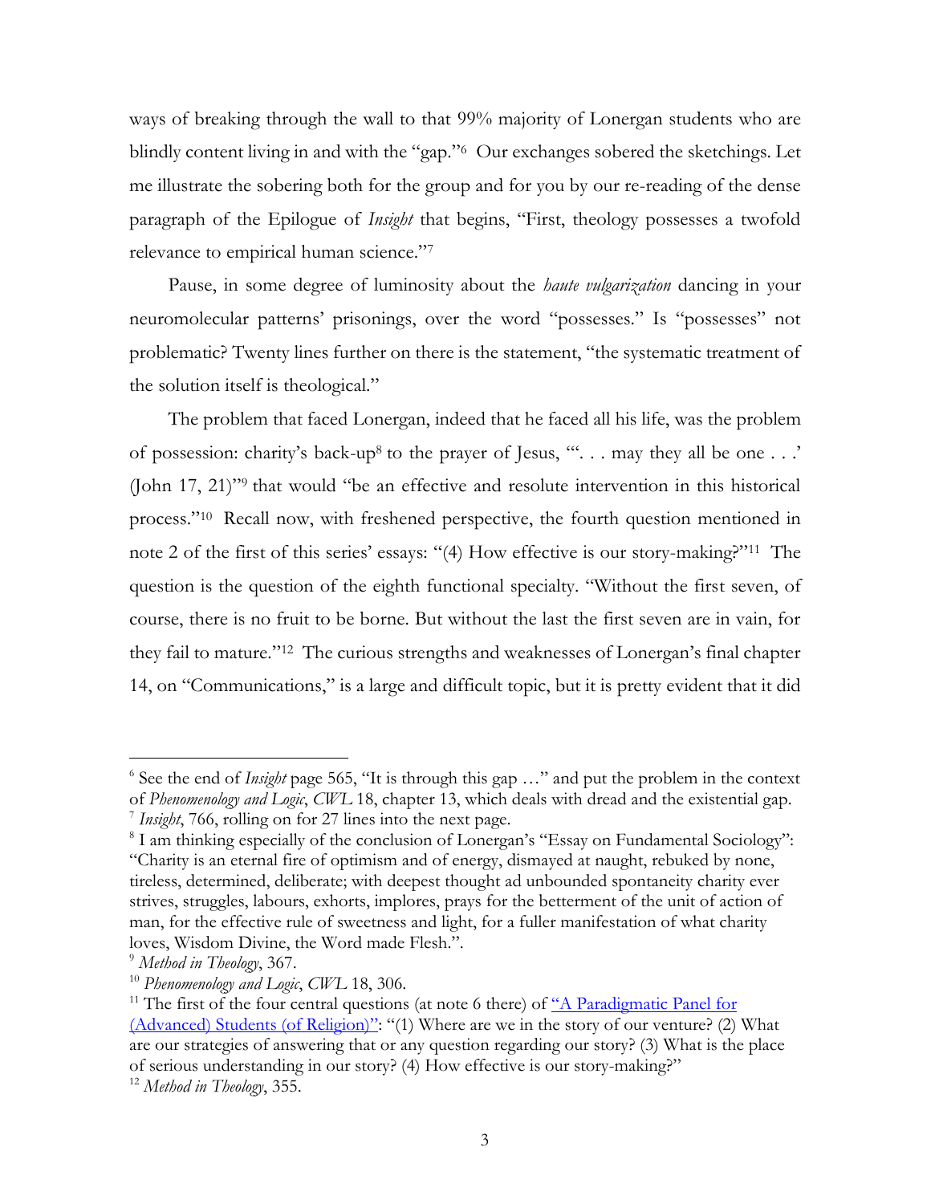ways of breaking through the wall to that 99% majority of Lonergan students who are blindly content living in and with the "gap."[6] Our exchanges sobered the sketchings. Let me illustrate the sobering both for the group and for you by our re-reading of the dense paragraph of the Epilogue of *Insight* that begins, "First, theology possesses a twofold relevance to empirical human science."[7]

Pause, in some degree of luminosity about the *haute vulgarization* dancing in your neuromolecular patterns' prisonings, over the word "possesses." Is "possesses" not problematic? Twenty lines further on there is the statement, "the systematic treatment of the solution itself is theological."

The problem that faced Lonergan, indeed that he faced all his life, was the problem of possession: charity's back-up[8] to the prayer of Jesus, "'. . . may they all be one . . .' (John 17, 21)"[9] that would "be an effective and resolute intervention in this historical process."[10] Recall now, with freshened perspective, the fourth question mentioned in note 2 of the first of this series' essays: "(4) How effective is our story-making?"[11] The question is the question of the eighth functional specialty. "Without the first seven, of course, there is no fruit to be borne. But without the last the first seven are in vain, for they fail to mature."[12] The curious strengths and weaknesses of Lonergan's final chapter 14, on "Communications," is a large and difficult topic, but it is pretty evident that it did

---

[6] See the end of *Insight* page 565, "It is through this gap …" and put the problem in the context of *Phenomenology and Logic*, *CWL* 18, chapter 13, which deals with dread and the existential gap.

[7] *Insight*, 766, rolling on for 27 lines into the next page.

[8] I am thinking especially of the conclusion of Lonergan's "Essay on Fundamental Sociology": "Charity is an eternal fire of optimism and of energy, dismayed at naught, rebuked by none, tireless, determined, deliberate; with deepest thought ad unbounded spontaneity charity ever strives, struggles, labours, exhorts, implores, prays for the betterment of the unit of action of man, for the effective rule of sweetness and light, for a fuller manifestation of what charity loves, Wisdom Divine, the Word made Flesh.".

[9] *Method in Theology*, 367.

[10] *Phenomenology and Logic*, *CWL* 18, 306.

[11] The first of the four central questions (at note 6 there) of "A Paradigmatic Panel for (Advanced) Students (of Religion)": "(1) Where are we in the story of our venture? (2) What are our strategies of answering that or any question regarding our story? (3) What is the place of serious understanding in our story? (4) How effective is our story-making?"

[12] *Method in Theology*, 355.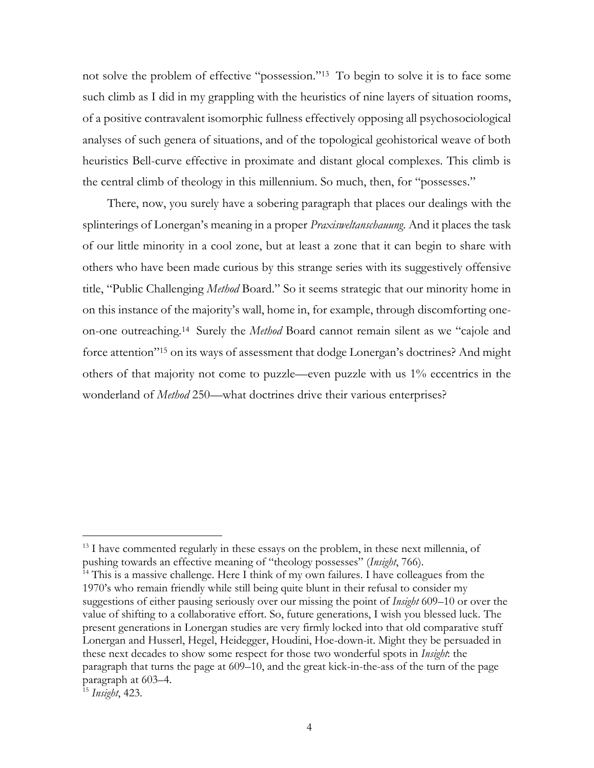not solve the problem of effective "possession."[13] To begin to solve it is to face some such climb as I did in my grappling with the heuristics of nine layers of situation rooms, of a positive contravalent isomorphic fullness effectively opposing all psychosociological analyses of such genera of situations, and of the topological geohistorical weave of both heuristics Bell-curve effective in proximate and distant glocal complexes. This climb is the central climb of theology in this millennium. So much, then, for "possesses."

There, now, you surely have a sobering paragraph that places our dealings with the splinterings of Lonergan's meaning in a proper *Praxisweltanschauung*. And it places the task of our little minority in a cool zone, but at least a zone that it can begin to share with others who have been made curious by this strange series with its suggestively offensive title, "Public Challenging *Method* Board." So it seems strategic that our minority home in on this instance of the majority's wall, home in, for example, through discomforting one-on-one outreaching.[14] Surely the *Method* Board cannot remain silent as we "cajole and force attention"[15] on its ways of assessment that dodge Lonergan's doctrines? And might others of that majority not come to puzzle—even puzzle with us 1% eccentrics in the wonderland of *Method* 250—what doctrines drive their various enterprises?

---

[13] I have commented regularly in these essays on the problem, in these next millennia, of pushing towards an effective meaning of "theology possesses" (*Insight*, 766).

[14] This is a massive challenge. Here I think of my own failures. I have colleagues from the 1970's who remain friendly while still being quite blunt in their refusal to consider my suggestions of either pausing seriously over our missing the point of *Insight* 609–10 or over the value of shifting to a collaborative effort. So, future generations, I wish you blessed luck. The present generations in Lonergan studies are very firmly locked into that old comparative stuff Lonergan and Husserl, Hegel, Heidegger, Houdini, Hoe-down-it. Might they be persuaded in these next decades to show some respect for those two wonderful spots in *Insight*: the paragraph that turns the page at 609–10, and the great kick-in-the-ass of the turn of the page paragraph at 603–4.

[15] *Insight*, 423.